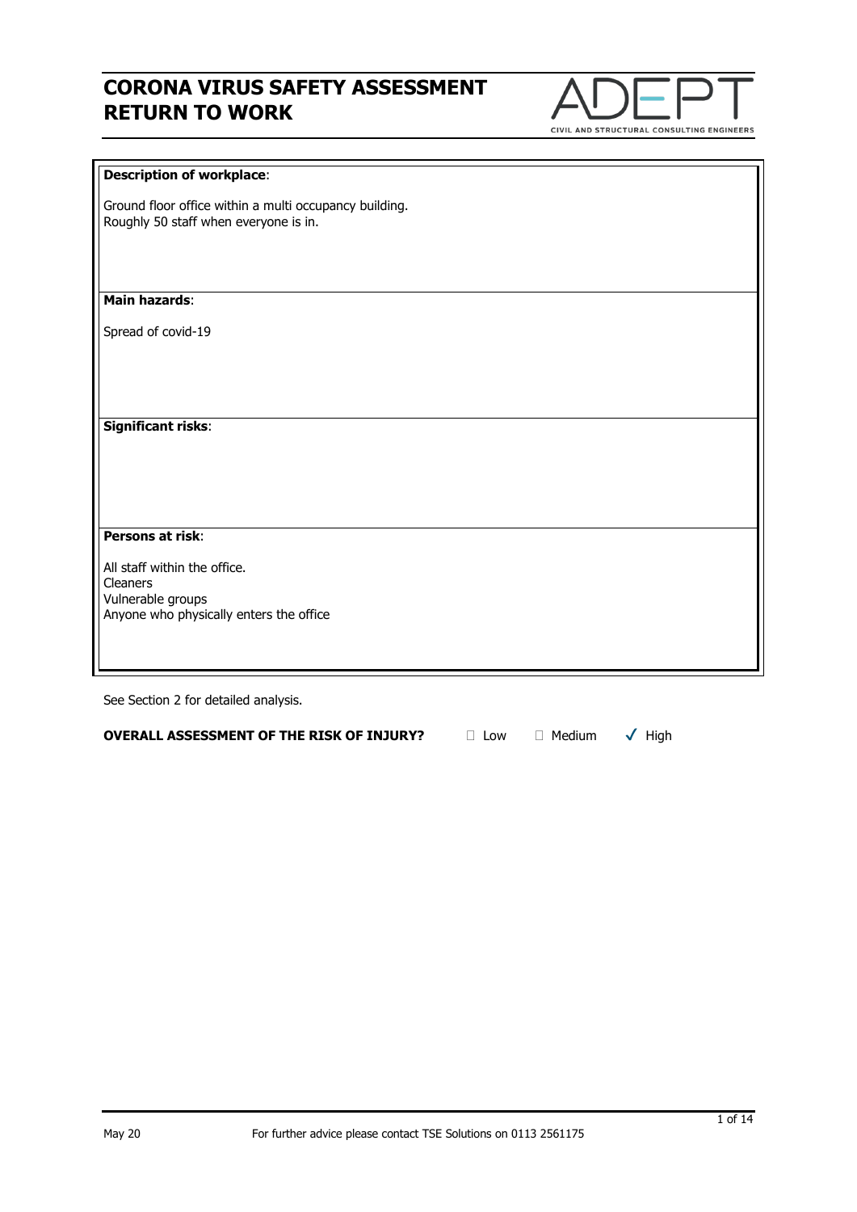# CORONA VIRUS SAFETY ASSESSMENT RETURN TO WORK

ADEPT
CIVIL AND STRUCTURAL CONSULTING ENGINEERS

**Description of workplace**:

Ground floor office within a multi occupancy building.
Roughly 50 staff when everyone is in.

**Main hazards**:

Spread of covid-19

**Significant risks**:

**Persons at risk**:

All staff within the office.
Cleaners
Vulnerable groups
Anyone who physically enters the office

See Section 2 for detailed analysis.

**OVERALL ASSESSMENT OF THE RISK OF INJURY?** ☐ Low ☐ Medium ✓ High

May 20 For further advice please contact TSE Solutions on 0113 2561175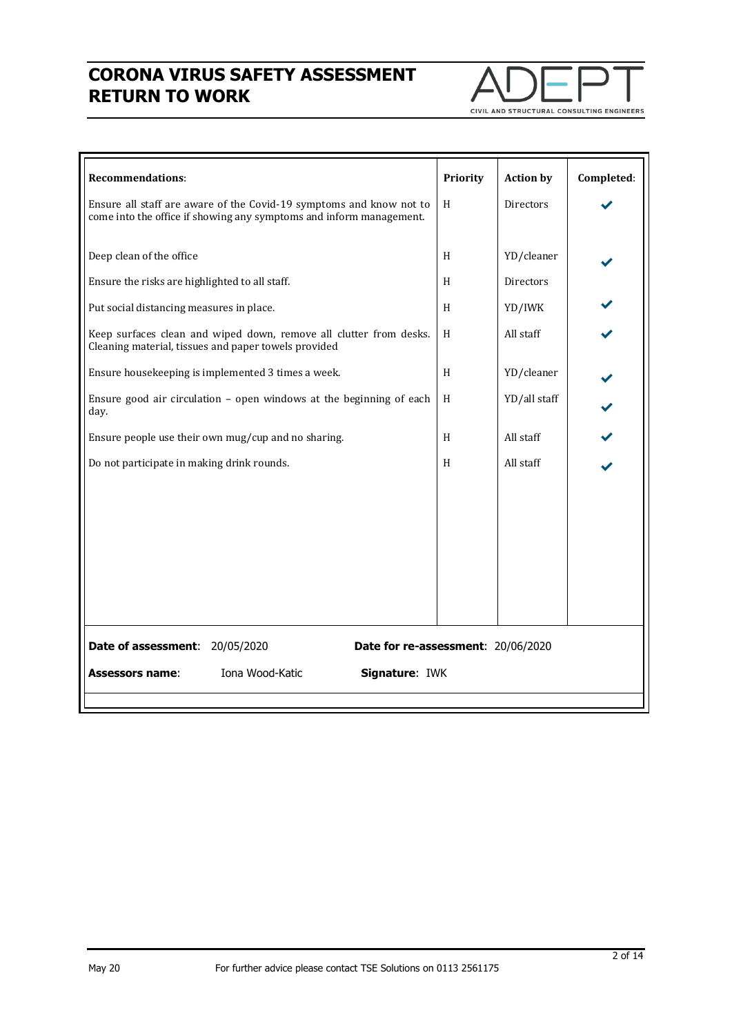# CORONA VIRUS SAFETY ASSESSMENT RETURN TO WORK

| Recommendations: | Priority | Action by | Completed: |
|---|---|---|---|
| Ensure all staff are aware of the Covid-19 symptoms and know not to come into the office if showing any symptoms and inform management. | H | Directors | ✔ |
| Deep clean of the office | H | YD/cleaner | ✔ |
| Ensure the risks are highlighted to all staff. | H | Directors | |
| Put social distancing measures in place. | H | YD/IWK | ✔ |
| Keep surfaces clean and wiped down, remove all clutter from desks. Cleaning material, tissues and paper towels provided | H | All staff | ✔ |
| Ensure housekeeping is implemented 3 times a week. | H | YD/cleaner | ✔ |
| Ensure good air circulation – open windows at the beginning of each day. | H | YD/all staff | ✔ |
| Ensure people use their own mug/cup and no sharing. | H | All staff | ✔ |
| Do not participate in making drink rounds. | H | All staff | ✔ |

**Date of assessment**: 20/05/2020 **Date for re-assessment**: 20/06/2020

**Assessors name**: Iona Wood-Katic **Signature**: IWK

May 20 For further advice please contact TSE Solutions on 0113 2561175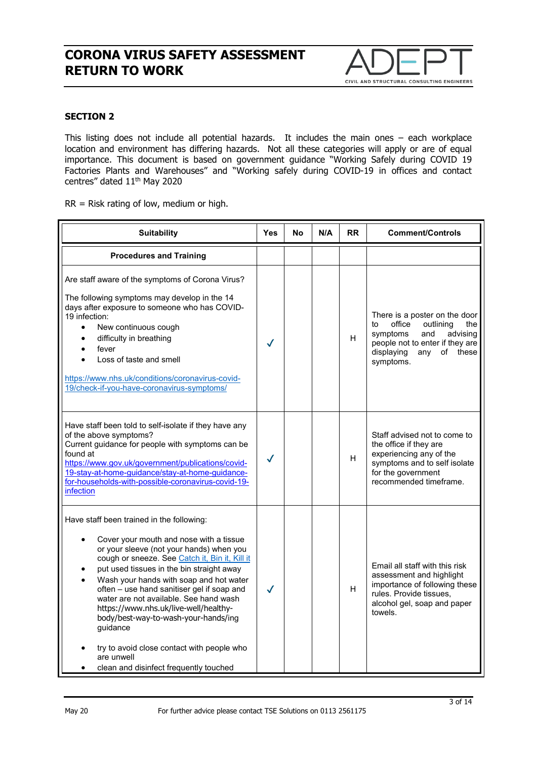## SECTION 2

This listing does not include all potential hazards. It includes the main ones – each workplace location and environment has differing hazards. Not all these categories will apply or are of equal importance. This document is based on government guidance "Working Safely during COVID 19 Factories Plants and Warehouses" and "Working safely during COVID-19 in offices and contact centres" dated 11th May 2020

RR = Risk rating of low, medium or high.

| Suitability | Yes | No | N/A | RR | Comment/Controls |
|---|---|---|---|---|---|
| **Procedures and Training** | | | | | |
| Are staff aware of the symptoms of Corona Virus?<br><br>The following symptoms may develop in the 14 days after exposure to someone who has COVID-19 infection:<br>• New continuous cough<br>• difficulty in breathing<br>• fever<br>• Loss of taste and smell<br><br>[https://www.nhs.uk/conditions/coronavirus-covid-19/check-if-you-have-coronavirus-symptoms/](https://www.nhs.uk/conditions/coronavirus-covid-19/check-if-you-have-coronavirus-symptoms/) | ✓ | | | H | There is a poster on the door to office outlining the symptoms and advising people not to enter if they are displaying any of these symptoms. |
| Have staff been told to self-isolate if they have any of the above symptoms?<br>Current guidance for people with symptoms can be found at [https://www.gov.uk/government/publications/covid-19-stay-at-home-guidance/stay-at-home-guidance-for-households-with-possible-coronavirus-covid-19-infection](https://www.gov.uk/government/publications/covid-19-stay-at-home-guidance/stay-at-home-guidance-for-households-with-possible-coronavirus-covid-19-infection) | ✓ | | | H | Staff advised not to come to the office if they are experiencing any of the symptoms and to self isolate for the government recommended timeframe. |
| Have staff been trained in the following:<br><br>• Cover your mouth and nose with a tissue or your sleeve (not your hands) when you cough or sneeze. See Catch it, Bin it, Kill it<br>• put used tissues in the bin straight away<br>• Wash your hands with soap and hot water often – use hand sanitiser gel if soap and water are not available. See hand wash https://www.nhs.uk/live-well/healthy-body/best-way-to-wash-your-hands/ing guidance<br><br>• try to avoid close contact with people who are unwell<br>• clean and disinfect frequently touched | ✓ | | | H | Email all staff with this risk assessment and highlight importance of following these rules. Provide tissues, alcohol gel, soap and paper towels. |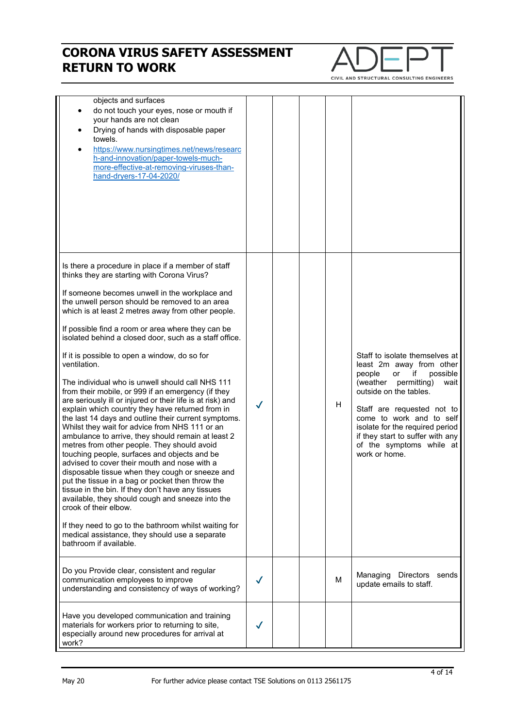# CORONA VIRUS SAFETY ASSESSMENT RETURN TO WORK

| | | | | | |
|---|---|---|---|---|---|
| objects and surfaces<br>• do not touch your eyes, nose or mouth if your hands are not clean<br>• Drying of hands with disposable paper towels.<br>• https://www.nursingtimes.net/news/research-and-innovation/paper-towels-much-more-effective-at-removing-viruses-than-hand-dryers-17-04-2020/ | | | | | |
| Is there a procedure in place if a member of staff thinks they are starting with Corona Virus?<br><br>If someone becomes unwell in the workplace and the unwell person should be removed to an area which is at least 2 metres away from other people.<br><br>If possible find a room or area where they can be isolated behind a closed door, such as a staff office.<br><br>If it is possible to open a window, do so for ventilation.<br><br>The individual who is unwell should call NHS 111 from their mobile, or 999 if an emergency (if they are seriously ill or injured or their life is at risk) and explain which country they have returned from in the last 14 days and outline their current symptoms. Whilst they wait for advice from NHS 111 or an ambulance to arrive, they should remain at least 2 metres from other people. They should avoid touching people, surfaces and objects and be advised to cover their mouth and nose with a disposable tissue when they cough or sneeze and put the tissue in a bag or pocket then throw the tissue in the bin. If they don't have any tissues available, they should cough and sneeze into the crook of their elbow.<br><br>If they need to go to the bathroom whilst waiting for medical assistance, they should use a separate bathroom if available. | ✓ | | | H | Staff to isolate themselves at least 2m away from other people or if possible (weather permitting) wait outside on the tables.<br><br>Staff are requested not to come to work and to self isolate for the required period if they start to suffer with any of the symptoms while at work or home. |
| Do you Provide clear, consistent and regular communication employees to improve understanding and consistency of ways of working? | ✓ | | | M | Managing Directors sends update emails to staff. |
| Have you developed communication and training materials for workers prior to returning to site, especially around new procedures for arrival at work? | ✓ | | | | |

May 20 For further advice please contact TSE Solutions on 0113 2561175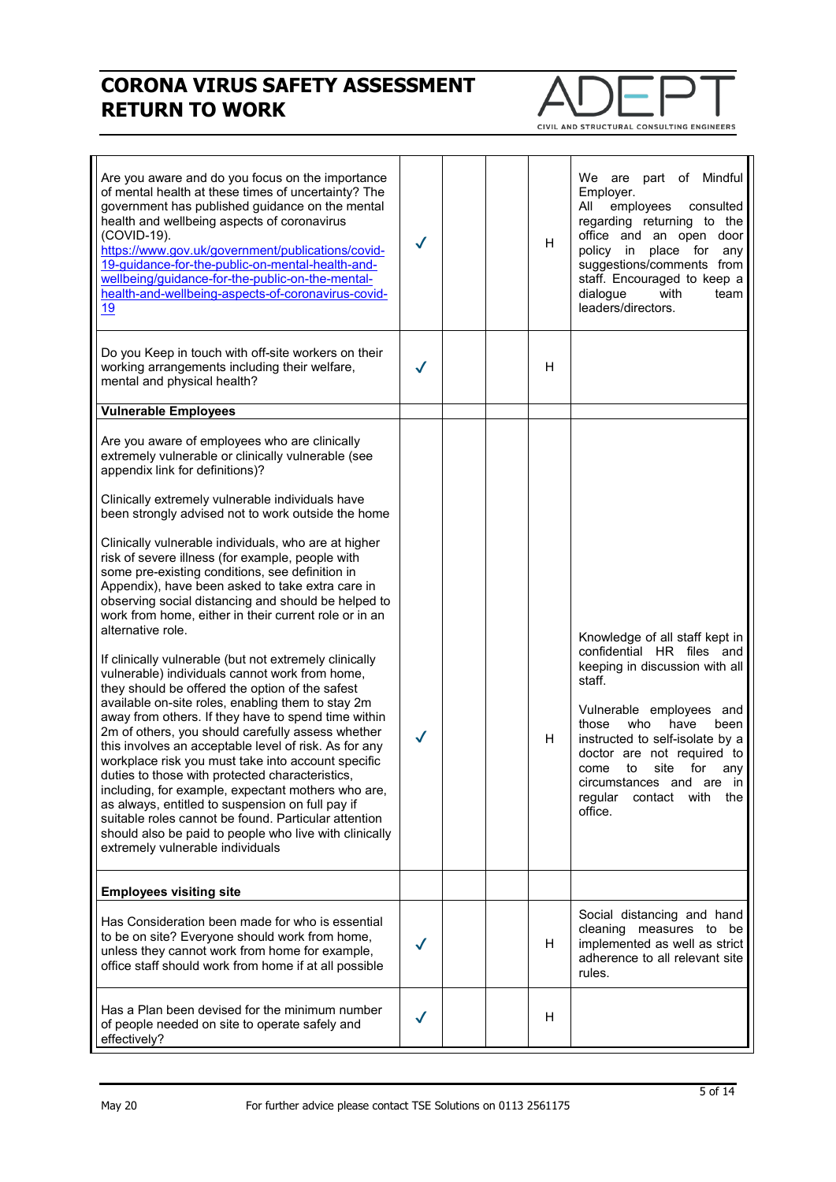| | | | | | |
|---|---|---|---|---|---|
| Are you aware and do you focus on the importance of mental health at these times of uncertainty? The government has published guidance on the mental health and wellbeing aspects of coronavirus (COVID-19). https://www.gov.uk/government/publications/covid-19-guidance-for-the-public-on-mental-health-and-wellbeing/guidance-for-the-public-on-the-mental-health-and-wellbeing-aspects-of-coronavirus-covid-19 | ✓ | | | H | We are part of Mindful Employer. All employees consulted regarding returning to the office and an open door policy in place for any suggestions/comments from staff. Encouraged to keep a dialogue with team leaders/directors. |
| Do you Keep in touch with off-site workers on their working arrangements including their welfare, mental and physical health? | ✓ | | | H | |
| **Vulnerable Employees** | | | | | |
| Are you aware of employees who are clinically extremely vulnerable or clinically vulnerable (see appendix link for definitions)?<br><br>Clinically extremely vulnerable individuals have been strongly advised not to work outside the home<br><br>Clinically vulnerable individuals, who are at higher risk of severe illness (for example, people with some pre-existing conditions, see definition in Appendix), have been asked to take extra care in observing social distancing and should be helped to work from home, either in their current role or in an alternative role.<br><br>If clinically vulnerable (but not extremely clinically vulnerable) individuals cannot work from home, they should be offered the option of the safest available on-site roles, enabling them to stay 2m away from others. If they have to spend time within 2m of others, you should carefully assess whether this involves an acceptable level of risk. As for any workplace risk you must take into account specific duties to those with protected characteristics, including, for example, expectant mothers who are, as always, entitled to suspension on full pay if suitable roles cannot be found. Particular attention should also be paid to people who live with clinically extremely vulnerable individuals | ✓ | | | H | Knowledge of all staff kept in confidential HR files and keeping in discussion with all staff.<br><br>Vulnerable employees and those who have been instructed to self-isolate by a doctor are not required to come to site for any circumstances and are in regular contact with the office. |
| **Employees visiting site** | | | | | |
| Has Consideration been made for who is essential to be on site? Everyone should work from home, unless they cannot work from home for example, office staff should work from home if at all possible | ✓ | | | H | Social distancing and hand cleaning measures to be implemented as well as strict adherence to all relevant site rules. |
| Has a Plan been devised for the minimum number of people needed on site to operate safely and effectively? | ✓ | | | H | |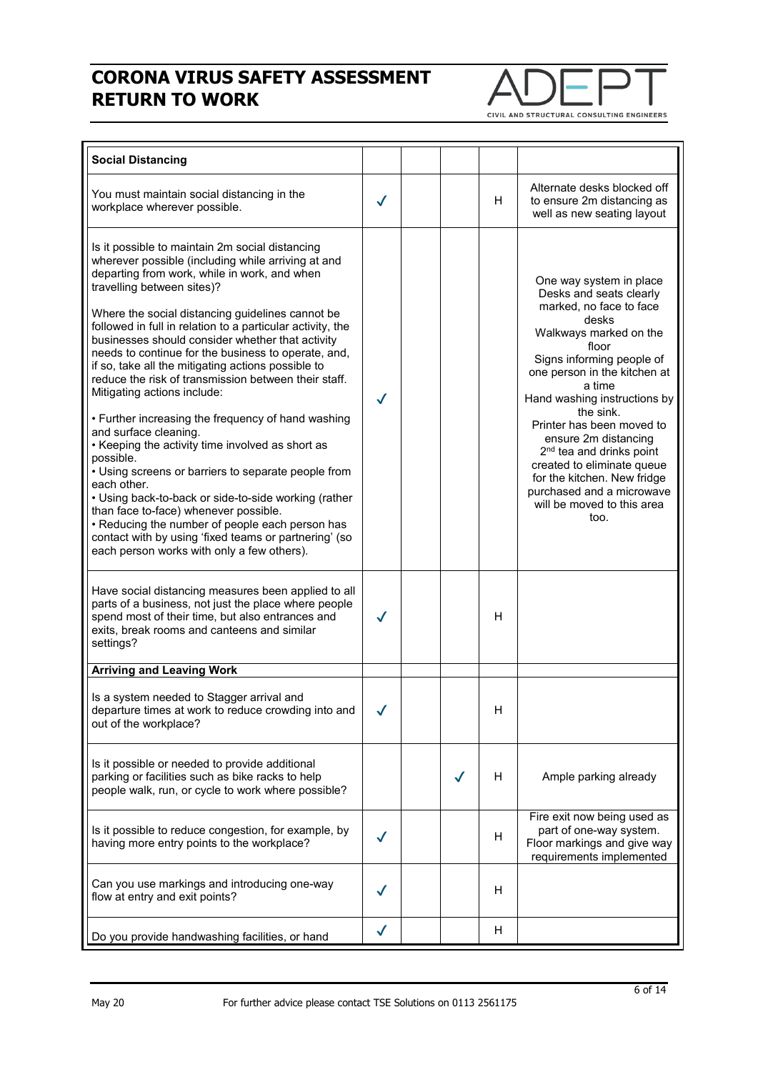# CORONA VIRUS SAFETY ASSESSMENT RETURN TO WORK

| **Social Distancing** | | | | | |
|---|---|---|---|---|---|
| You must maintain social distancing in the workplace wherever possible. | ✓ | | | H | Alternate desks blocked off to ensure 2m distancing as well as new seating layout |
| Is it possible to maintain 2m social distancing wherever possible (including while arriving at and departing from work, while in work, and when travelling between sites)?<br><br>Where the social distancing guidelines cannot be followed in full in relation to a particular activity, the businesses should consider whether that activity needs to continue for the business to operate, and, if so, take all the mitigating actions possible to reduce the risk of transmission between their staff. Mitigating actions include:<br><br>• Further increasing the frequency of hand washing and surface cleaning.<br>• Keeping the activity time involved as short as possible.<br>• Using screens or barriers to separate people from each other.<br>• Using back-to-back or side-to-side working (rather than face-to-face) whenever possible.<br>• Reducing the number of people each person has contact with by using 'fixed teams or partnering' (so each person works with only a few others). | ✓ | | | | One way system in place<br>Desks and seats clearly marked, no face to face desks<br>Walkways marked on the floor<br>Signs informing people of one person in the kitchen at a time<br>Hand washing instructions by the sink.<br>Printer has been moved to ensure 2m distancing<br>2nd tea and drinks point created to eliminate queue for the kitchen. New fridge purchased and a microwave will be moved to this area too. |
| Have social distancing measures been applied to all parts of a business, not just the place where people spend most of their time, but also entrances and exits, break rooms and canteens and similar settings? | ✓ | | | H | |
| **Arriving and Leaving Work** | | | | | |
| Is a system needed to Stagger arrival and departure times at work to reduce crowding into and out of the workplace? | ✓ | | | H | |
| Is it possible or needed to provide additional parking or facilities such as bike racks to help people walk, run, or cycle to work where possible? | | | ✓ | H | Ample parking already |
| Is it possible to reduce congestion, for example, by having more entry points to the workplace? | ✓ | | | H | Fire exit now being used as part of one-way system. Floor markings and give way requirements implemented |
| Can you use markings and introducing one-way flow at entry and exit points? | ✓ | | | H | |
| Do you provide handwashing facilities, or hand | ✓ | | | H | |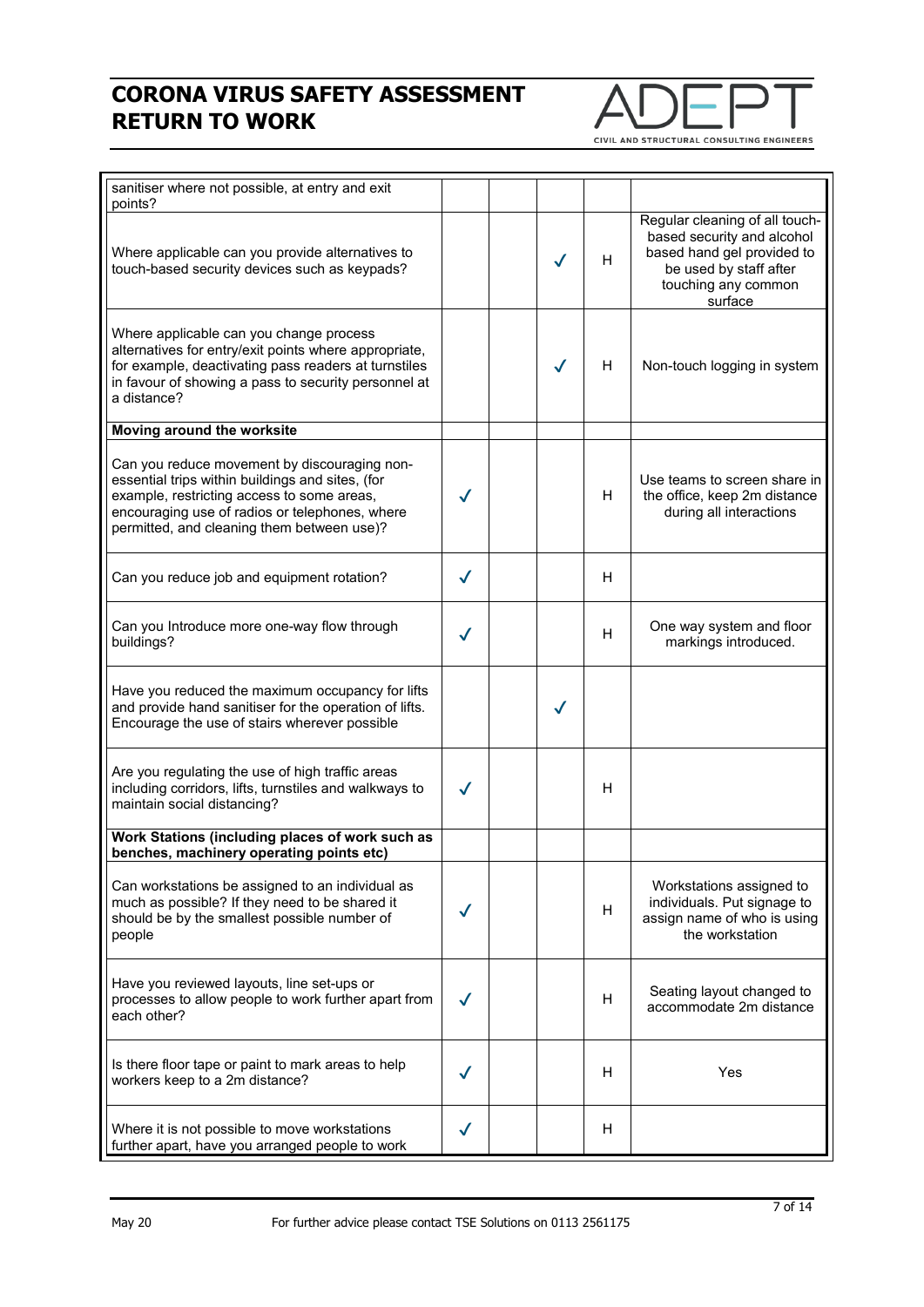# CORONA VIRUS SAFETY ASSESSMENT RETURN TO WORK

| | | | | | |
|---|---|---|---|---|---|
| sanitiser where not possible, at entry and exit points? | | | | | |
| Where applicable can you provide alternatives to touch-based security devices such as keypads? | | | ✓ | H | Regular cleaning of all touch-based security and alcohol based hand gel provided to be used by staff after touching any common surface |
| Where applicable can you change process alternatives for entry/exit points where appropriate, for example, deactivating pass readers at turnstiles in favour of showing a pass to security personnel at a distance? | | | ✓ | H | Non-touch logging in system |
| **Moving around the worksite** | | | | | |
| Can you reduce movement by discouraging non-essential trips within buildings and sites, (for example, restricting access to some areas, encouraging use of radios or telephones, where permitted, and cleaning them between use)? | ✓ | | | H | Use teams to screen share in the office, keep 2m distance during all interactions |
| Can you reduce job and equipment rotation? | ✓ | | | H | |
| Can you Introduce more one-way flow through buildings? | ✓ | | | H | One way system and floor markings introduced. |
| Have you reduced the maximum occupancy for lifts and provide hand sanitiser for the operation of lifts. Encourage the use of stairs wherever possible | | | ✓ | | |
| Are you regulating the use of high traffic areas including corridors, lifts, turnstiles and walkways to maintain social distancing? | ✓ | | | H | |
| **Work Stations (including places of work such as benches, machinery operating points etc)** | | | | | |
| Can workstations be assigned to an individual as much as possible? If they need to be shared it should be by the smallest possible number of people | ✓ | | | H | Workstations assigned to individuals. Put signage to assign name of who is using the workstation |
| Have you reviewed layouts, line set-ups or processes to allow people to work further apart from each other? | ✓ | | | H | Seating layout changed to accommodate 2m distance |
| Is there floor tape or paint to mark areas to help workers keep to a 2m distance? | ✓ | | | H | Yes |
| Where it is not possible to move workstations further apart, have you arranged people to work | ✓ | | | H | |

May 20 For further advice please contact TSE Solutions on 0113 2561175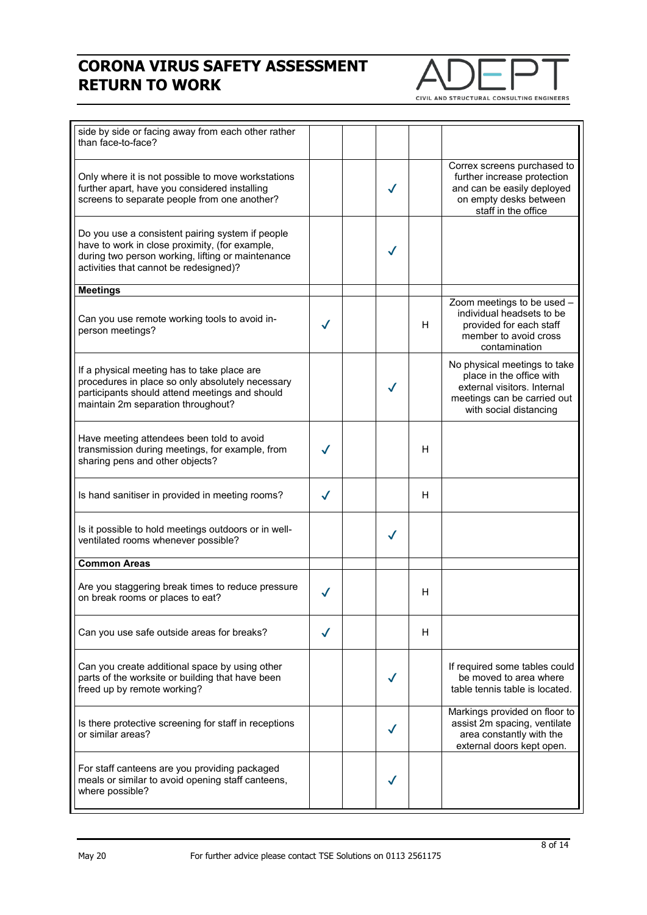| | | | | | |
|---|---|---|---|---|---|
| side by side or facing away from each other rather than face-to-face? | | | | | |
| Only where it is not possible to move workstations further apart, have you considered installing screens to separate people from one another? | | | ✓ | | Correx screens purchased to further increase protection and can be easily deployed on empty desks between staff in the office |
| Do you use a consistent pairing system if people have to work in close proximity, (for example, during two person working, lifting or maintenance activities that cannot be redesigned)? | | | ✓ | | |
| **Meetings** | | | | | |
| Can you use remote working tools to avoid in-person meetings? | ✓ | | | H | Zoom meetings to be used – individual headsets to be provided for each staff member to avoid cross contamination |
| If a physical meeting has to take place are procedures in place so only absolutely necessary participants should attend meetings and should maintain 2m separation throughout? | | | ✓ | | No physical meetings to take place in the office with external visitors. Internal meetings can be carried out with social distancing |
| Have meeting attendees been told to avoid transmission during meetings, for example, from sharing pens and other objects? | ✓ | | | H | |
| Is hand sanitiser in provided in meeting rooms? | ✓ | | | H | |
| Is it possible to hold meetings outdoors or in well-ventilated rooms whenever possible? | | | ✓ | | |
| **Common Areas** | | | | | |
| Are you staggering break times to reduce pressure on break rooms or places to eat? | ✓ | | | H | |
| Can you use safe outside areas for breaks? | ✓ | | | H | |
| Can you create additional space by using other parts of the worksite or building that have been freed up by remote working? | | | ✓ | | If required some tables could be moved to area where table tennis table is located. |
| Is there protective screening for staff in receptions or similar areas? | | | ✓ | | Markings provided on floor to assist 2m spacing, ventilate area constantly with the external doors kept open. |
| For staff canteens are you providing packaged meals or similar to avoid opening staff canteens, where possible? | | | ✓ | | |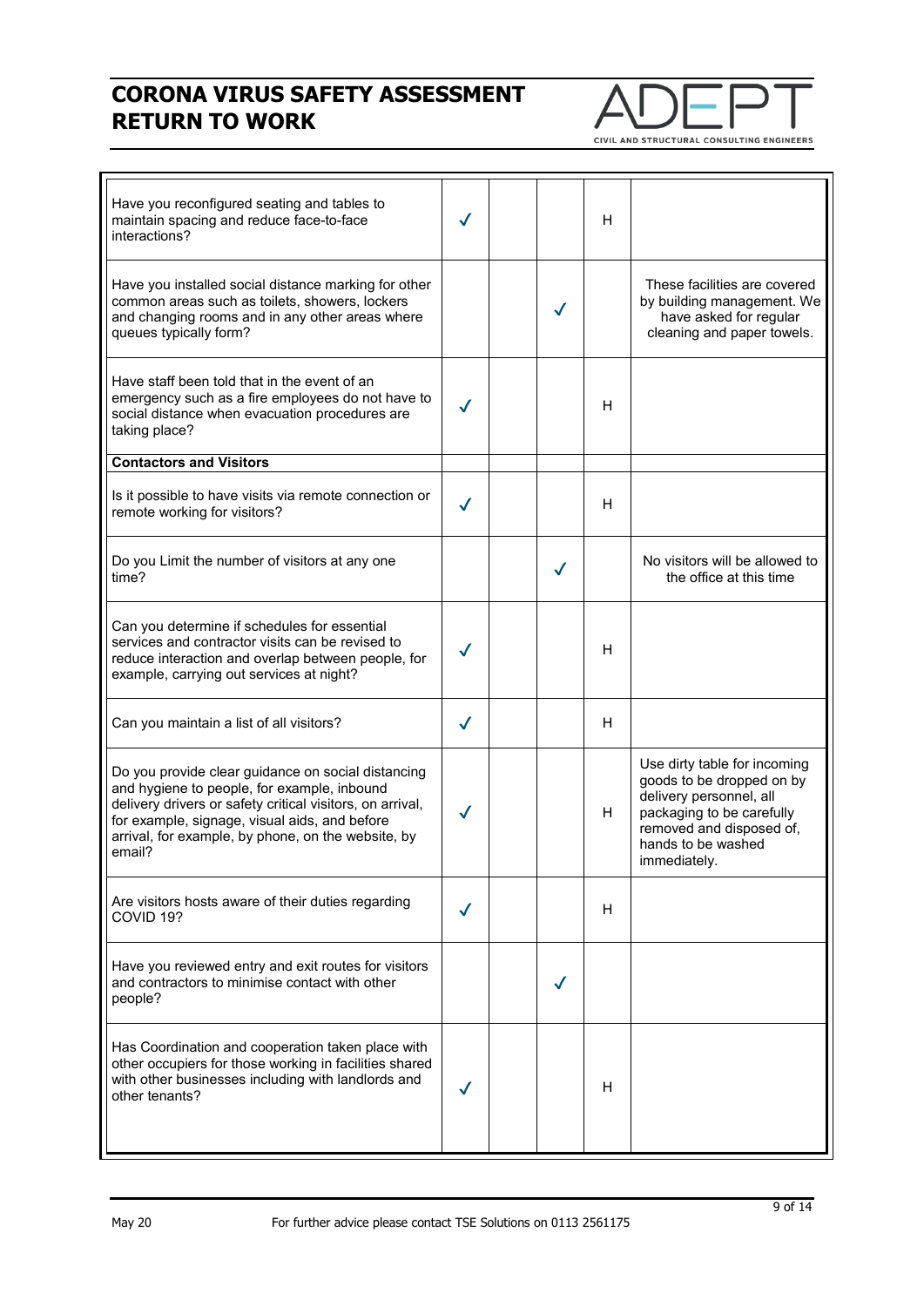| | | | | | |
|---|---|---|---|---|---|
| Have you reconfigured seating and tables to maintain spacing and reduce face-to-face interactions? | ✓ | | | H | |
| Have you installed social distance marking for other common areas such as toilets, showers, lockers and changing rooms and in any other areas where queues typically form? | | | ✓ | | These facilities are covered by building management. We have asked for regular cleaning and paper towels. |
| Have staff been told that in the event of an emergency such as a fire employees do not have to social distance when evacuation procedures are taking place? | ✓ | | | H | |
| **Contactors and Visitors** | | | | | |
| Is it possible to have visits via remote connection or remote working for visitors? | ✓ | | | H | |
| Do you Limit the number of visitors at any one time? | | | ✓ | | No visitors will be allowed to the office at this time |
| Can you determine if schedules for essential services and contractor visits can be revised to reduce interaction and overlap between people, for example, carrying out services at night? | ✓ | | | H | |
| Can you maintain a list of all visitors? | ✓ | | | H | |
| Do you provide clear guidance on social distancing and hygiene to people, for example, inbound delivery drivers or safety critical visitors, on arrival, for example, signage, visual aids, and before arrival, for example, by phone, on the website, by email? | ✓ | | | H | Use dirty table for incoming goods to be dropped on by delivery personnel, all packaging to be carefully removed and disposed of, hands to be washed immediately. |
| Are visitors hosts aware of their duties regarding COVID 19? | ✓ | | | H | |
| Have you reviewed entry and exit routes for visitors and contractors to minimise contact with other people? | | | ✓ | | |
| Has Coordination and cooperation taken place with other occupiers for those working in facilities shared with other businesses including with landlords and other tenants? | ✓ | | | H | |

May 20 For further advice please contact TSE Solutions on 0113 2561175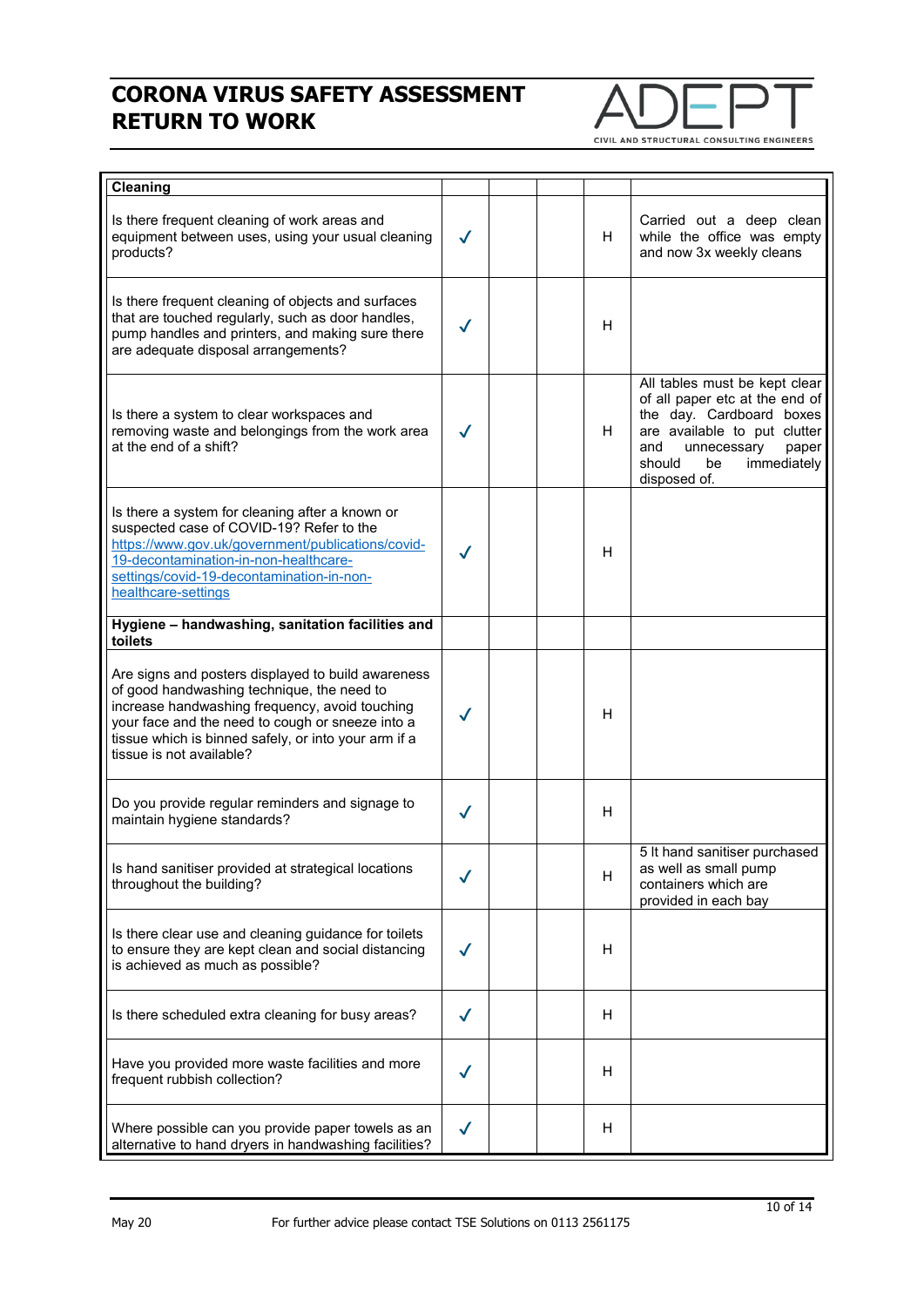# CORONA VIRUS SAFETY ASSESSMENT RETURN TO WORK

ADEPT
CIVIL AND STRUCTURAL CONSULTING ENGINEERS

| **Cleaning** | | | | | |
|---|---|---|---|---|---|
| Is there frequent cleaning of work areas and equipment between uses, using your usual cleaning products? | ✓ | | | H | Carried out a deep clean while the office was empty and now 3x weekly cleans |
| Is there frequent cleaning of objects and surfaces that are touched regularly, such as door handles, pump handles and printers, and making sure there are adequate disposal arrangements? | ✓ | | | H | |
| Is there a system to clear workspaces and removing waste and belongings from the work area at the end of a shift? | ✓ | | | H | All tables must be kept clear of all paper etc at the end of the day. Cardboard boxes are available to put clutter and unnecessary paper should be immediately disposed of. |
| Is there a system for cleaning after a known or suspected case of COVID-19? Refer to the https://www.gov.uk/government/publications/covid-19-decontamination-in-non-healthcare-settings/covid-19-decontamination-in-non-healthcare-settings | ✓ | | | H | |
| **Hygiene – handwashing, sanitation facilities and toilets** | | | | | |
| Are signs and posters displayed to build awareness of good handwashing technique, the need to increase handwashing frequency, avoid touching your face and the need to cough or sneeze into a tissue which is binned safely, or into your arm if a tissue is not available? | ✓ | | | H | |
| Do you provide regular reminders and signage to maintain hygiene standards? | ✓ | | | H | |
| Is hand sanitiser provided at strategical locations throughout the building? | ✓ | | | H | 5 lt hand sanitiser purchased as well as small pump containers which are provided in each bay |
| Is there clear use and cleaning guidance for toilets to ensure they are kept clean and social distancing is achieved as much as possible? | ✓ | | | H | |
| Is there scheduled extra cleaning for busy areas? | ✓ | | | H | |
| Have you provided more waste facilities and more frequent rubbish collection? | ✓ | | | H | |
| Where possible can you provide paper towels as an alternative to hand dryers in handwashing facilities? | ✓ | | | H | |

May 20 For further advice please contact TSE Solutions on 0113 2561175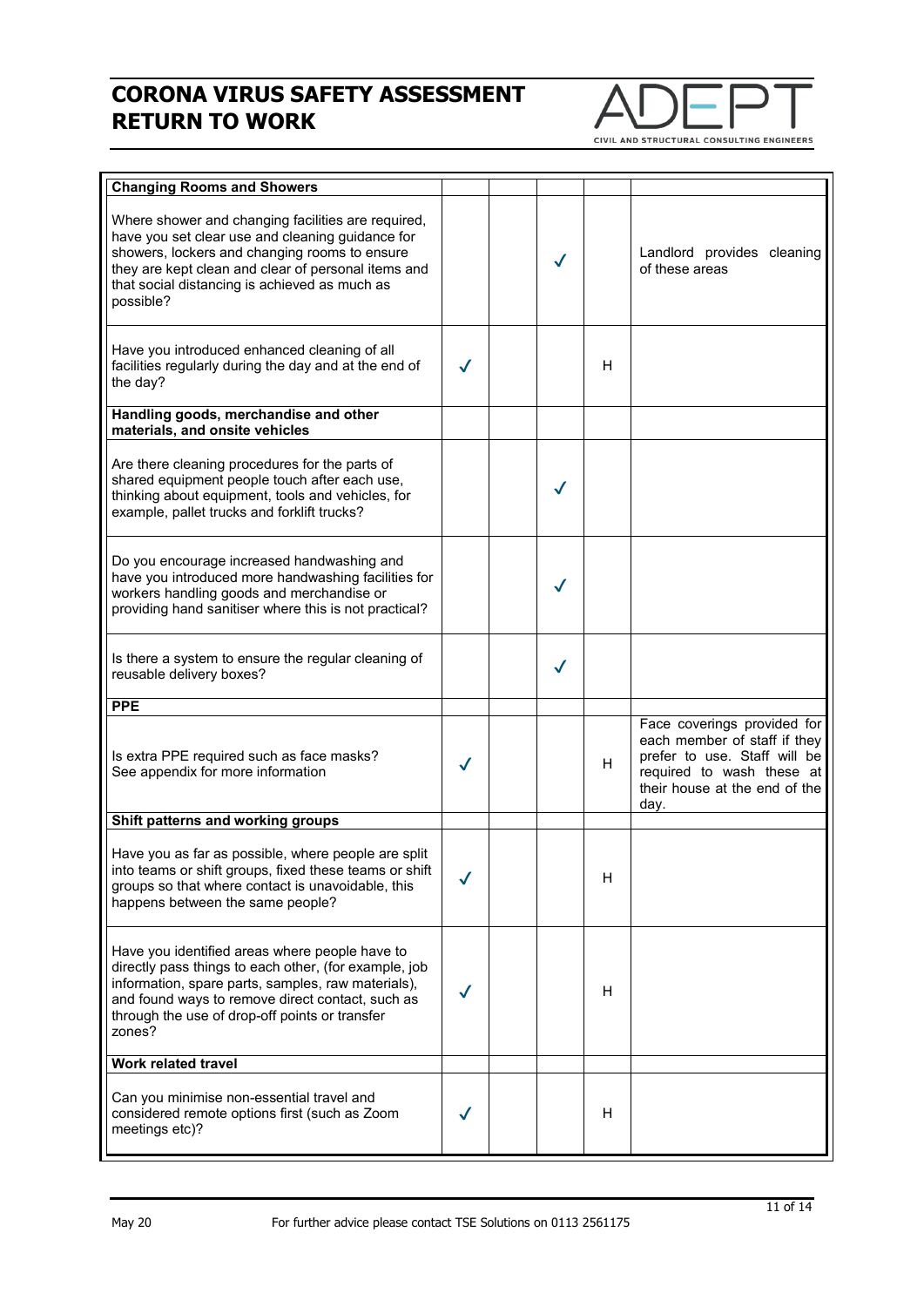# CORONA VIRUS SAFETY ASSESSMENT RETURN TO WORK

| | | | | | |
|---|---|---|---|---|---|
| **Changing Rooms and Showers** | | | | | |
| Where shower and changing facilities are required, have you set clear use and cleaning guidance for showers, lockers and changing rooms to ensure they are kept clean and clear of personal items and that social distancing is achieved as much as possible? | | | ✓ | | Landlord provides cleaning of these areas |
| Have you introduced enhanced cleaning of all facilities regularly during the day and at the end of the day? | ✓ | | | H | |
| **Handling goods, merchandise and other materials, and onsite vehicles** | | | | | |
| Are there cleaning procedures for the parts of shared equipment people touch after each use, thinking about equipment, tools and vehicles, for example, pallet trucks and forklift trucks? | | | ✓ | | |
| Do you encourage increased handwashing and have you introduced more handwashing facilities for workers handling goods and merchandise or providing hand sanitiser where this is not practical? | | | ✓ | | |
| Is there a system to ensure the regular cleaning of reusable delivery boxes? | | | ✓ | | |
| **PPE** | | | | | |
| Is extra PPE required such as face masks? See appendix for more information | ✓ | | | H | Face coverings provided for each member of staff if they prefer to use. Staff will be required to wash these at their house at the end of the day. |
| **Shift patterns and working groups** | | | | | |
| Have you as far as possible, where people are split into teams or shift groups, fixed these teams or shift groups so that where contact is unavoidable, this happens between the same people? | ✓ | | | H | |
| Have you identified areas where people have to directly pass things to each other, (for example, job information, spare parts, samples, raw materials), and found ways to remove direct contact, such as through the use of drop-off points or transfer zones? | ✓ | | | H | |
| **Work related travel** | | | | | |
| Can you minimise non-essential travel and considered remote options first (such as Zoom meetings etc)? | ✓ | | | H | |

May 20 For further advice please contact TSE Solutions on 0113 2561175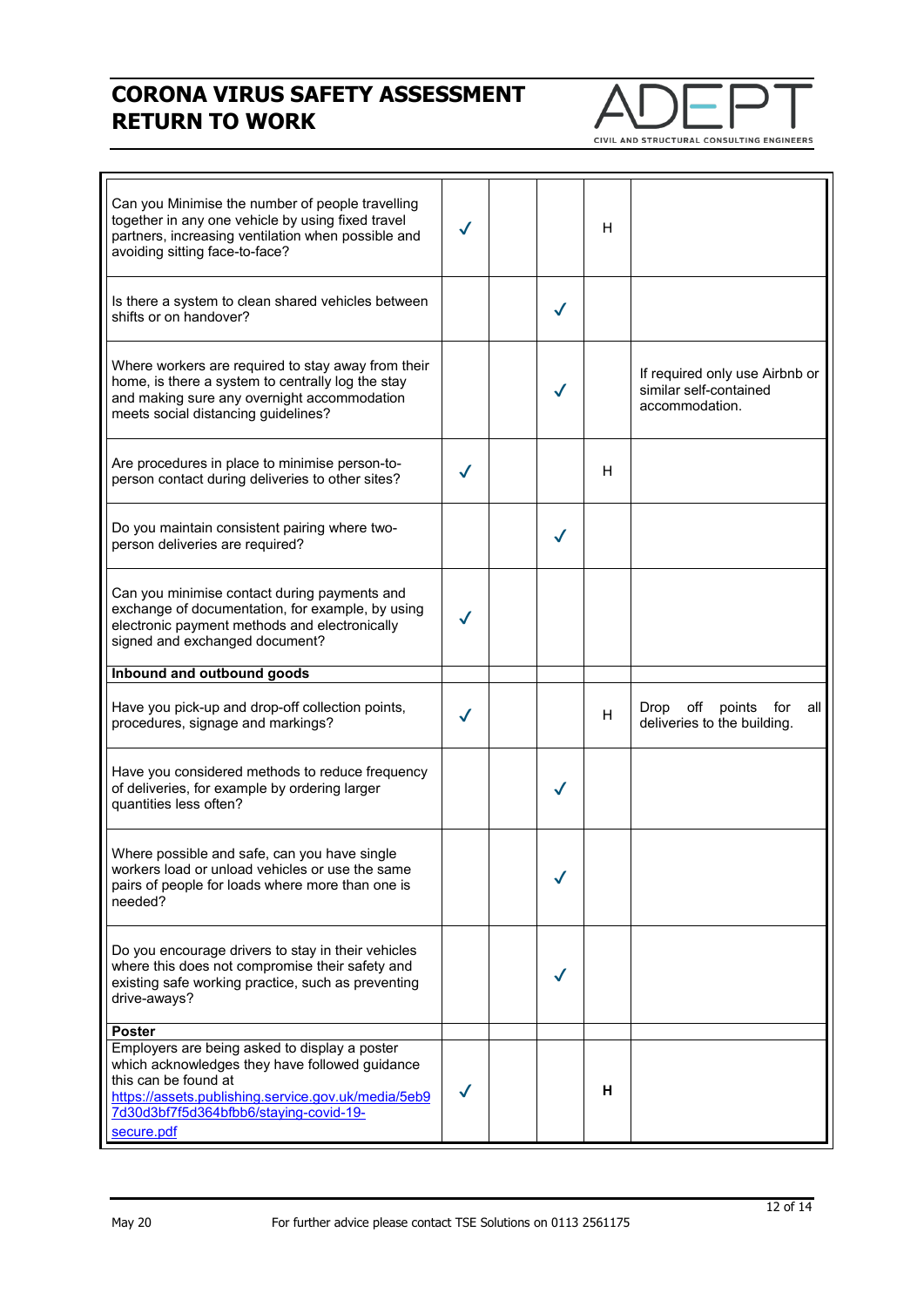# CORONA VIRUS SAFETY ASSESSMENT RETURN TO WORK

| | | | | | |
|---|---|---|---|---|---|
| Can you Minimise the number of people travelling together in any one vehicle by using fixed travel partners, increasing ventilation when possible and avoiding sitting face-to-face? | ✓ | | | H | |
| Is there a system to clean shared vehicles between shifts or on handover? | | | ✓ | | |
| Where workers are required to stay away from their home, is there a system to centrally log the stay and making sure any overnight accommodation meets social distancing guidelines? | | | ✓ | | If required only use Airbnb or similar self-contained accommodation. |
| Are procedures in place to minimise person-to-person contact during deliveries to other sites? | ✓ | | | H | |
| Do you maintain consistent pairing where two-person deliveries are required? | | | ✓ | | |
| Can you minimise contact during payments and exchange of documentation, for example, by using electronic payment methods and electronically signed and exchanged document? | ✓ | | | | |
| **Inbound and outbound goods** | | | | | |
| Have you pick-up and drop-off collection points, procedures, signage and markings? | ✓ | | | H | Drop off points for all deliveries to the building. |
| Have you considered methods to reduce frequency of deliveries, for example by ordering larger quantities less often? | | | ✓ | | |
| Where possible and safe, can you have single workers load or unload vehicles or use the same pairs of people for loads where more than one is needed? | | | ✓ | | |
| Do you encourage drivers to stay in their vehicles where this does not compromise their safety and existing safe working practice, such as preventing drive-aways? | | | ✓ | | |
| **Poster** | | | | | |
| Employers are being asked to display a poster which acknowledges they have followed guidance this can be found at https://assets.publishing.service.gov.uk/media/5eb97d30d3bf7f5d364bfbb6/staying-covid-19-secure.pdf | ✓ | | | **H** | |

May 20 For further advice please contact TSE Solutions on 0113 2561175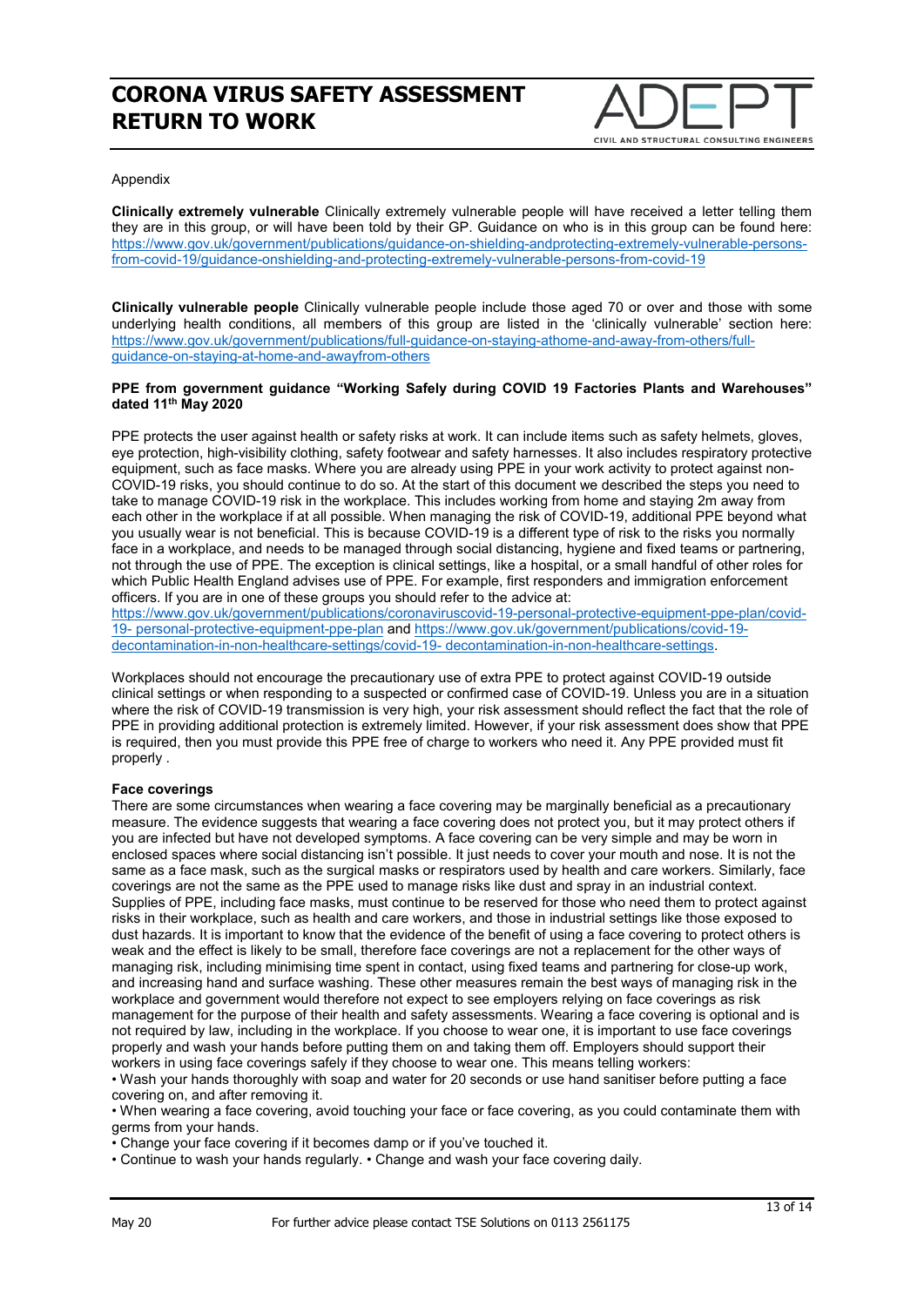Appendix

**Clinically extremely vulnerable** Clinically extremely vulnerable people will have received a letter telling them they are in this group, or will have been told by their GP. Guidance on who is in this group can be found here: https://www.gov.uk/government/publications/guidance-on-shielding-andprotecting-extremely-vulnerable-persons-from-covid-19/guidance-onshielding-and-protecting-extremely-vulnerable-persons-from-covid-19

**Clinically vulnerable people** Clinically vulnerable people include those aged 70 or over and those with some underlying health conditions, all members of this group are listed in the 'clinically vulnerable' section here: https://www.gov.uk/government/publications/full-guidance-on-staying-athome-and-away-from-others/full-guidance-on-staying-at-home-and-awayfrom-others

**PPE from government guidance "Working Safely during COVID 19 Factories Plants and Warehouses" dated 11th May 2020**

PPE protects the user against health or safety risks at work. It can include items such as safety helmets, gloves, eye protection, high-visibility clothing, safety footwear and safety harnesses. It also includes respiratory protective equipment, such as face masks. Where you are already using PPE in your work activity to protect against non-COVID-19 risks, you should continue to do so. At the start of this document we described the steps you need to take to manage COVID-19 risk in the workplace. This includes working from home and staying 2m away from each other in the workplace if at all possible. When managing the risk of COVID-19, additional PPE beyond what you usually wear is not beneficial. This is because COVID-19 is a different type of risk to the risks you normally face in a workplace, and needs to be managed through social distancing, hygiene and fixed teams or partnering, not through the use of PPE. The exception is clinical settings, like a hospital, or a small handful of other roles for which Public Health England advises use of PPE. For example, first responders and immigration enforcement officers. If you are in one of these groups you should refer to the advice at: https://www.gov.uk/government/publications/coronaviruscovid-19-personal-protective-equipment-ppe-plan/covid-19- personal-protective-equipment-ppe-plan and https://www.gov.uk/government/publications/covid-19-decontamination-in-non-healthcare-settings/covid-19- decontamination-in-non-healthcare-settings.

Workplaces should not encourage the precautionary use of extra PPE to protect against COVID-19 outside clinical settings or when responding to a suspected or confirmed case of COVID-19. Unless you are in a situation where the risk of COVID-19 transmission is very high, your risk assessment should reflect the fact that the role of PPE in providing additional protection is extremely limited. However, if your risk assessment does show that PPE is required, then you must provide this PPE free of charge to workers who need it. Any PPE provided must fit properly .

**Face coverings**

There are some circumstances when wearing a face covering may be marginally beneficial as a precautionary measure. The evidence suggests that wearing a face covering does not protect you, but it may protect others if you are infected but have not developed symptoms. A face covering can be very simple and may be worn in enclosed spaces where social distancing isn't possible. It just needs to cover your mouth and nose. It is not the same as a face mask, such as the surgical masks or respirators used by health and care workers. Similarly, face coverings are not the same as the PPE used to manage risks like dust and spray in an industrial context. Supplies of PPE, including face masks, must continue to be reserved for those who need them to protect against risks in their workplace, such as health and care workers, and those in industrial settings like those exposed to dust hazards. It is important to know that the evidence of the benefit of using a face covering to protect others is weak and the effect is likely to be small, therefore face coverings are not a replacement for the other ways of managing risk, including minimising time spent in contact, using fixed teams and partnering for close-up work, and increasing hand and surface washing. These other measures remain the best ways of managing risk in the workplace and government would therefore not expect to see employers relying on face coverings as risk management for the purpose of their health and safety assessments. Wearing a face covering is optional and is not required by law, including in the workplace. If you choose to wear one, it is important to use face coverings properly and wash your hands before putting them on and taking them off. Employers should support their workers in using face coverings safely if they choose to wear one. This means telling workers:

- Wash your hands thoroughly with soap and water for 20 seconds or use hand sanitiser before putting a face covering on, and after removing it.
- When wearing a face covering, avoid touching your face or face covering, as you could contaminate them with germs from your hands.
- Change your face covering if it becomes damp or if you've touched it.
- Continue to wash your hands regularly. • Change and wash your face covering daily.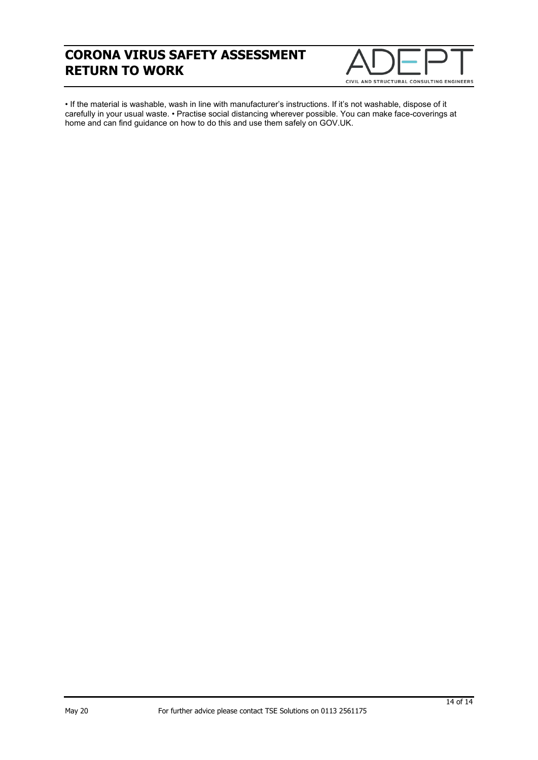• If the material is washable, wash in line with manufacturer's instructions. If it's not washable, dispose of it carefully in your usual waste. • Practise social distancing wherever possible. You can make face-coverings at home and can find guidance on how to do this and use them safely on GOV.UK.